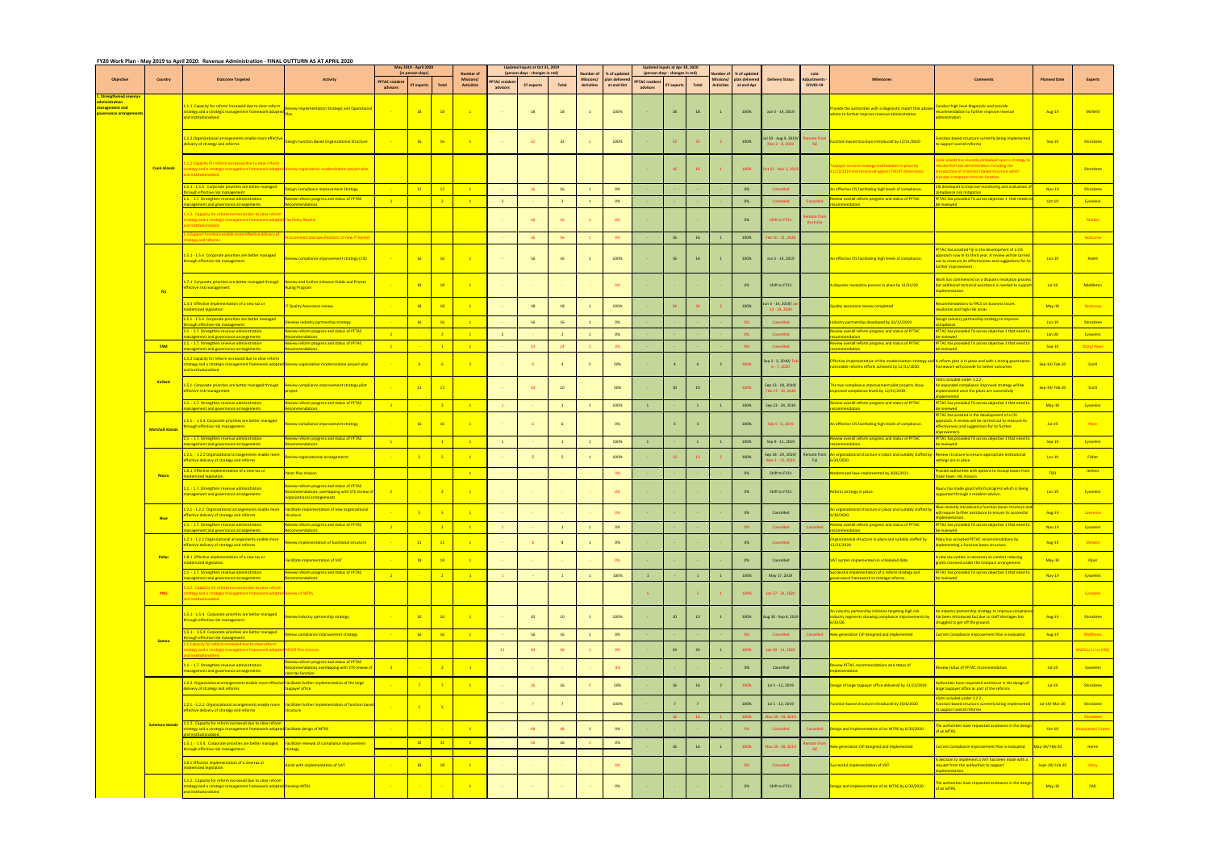# FY20 Work Plan - May 2019 to April 2020: Revenue Administration - FINAL OUTTURN AS AT APRIL 2020

| Objective | Country | Outcome Targeted | Activity | May 2019 - April 2020 (in person-days) | | | Number of Missions/ Activities | Updated inputs at Oct 31, 2019 (person-days - changes in red) | | | Number of Missions/ Activities | % of updated plan delivered at end-Oct | Updated inputs at Apr 30, 2020 (person-days - changes in red) | | | Number of Missions/ Activities | % of updated plan delivered at end-Apr | Delivery Status | Late Adjustments - COVID-19 | Milestones | Comments | Planned Date | Experts |
|---|---|---|---|---|---|---|---|---|---|---|---|---|---|---|---|---|---|---|---|---|---|---|---|
| | | | | PFTAC resident advisors | ST experts | Total | | PFTAC resident advisors | ST experts | Total | | | PFTAC resident advisors | ST experts | Total | | | | | | | | |
| 1. Strengthened revenue administration management and governance arrangements | Cook Islands | 1.1.1 Capacity for reform increased due to clear reform strategy and a strategic management framework adopted and institutionalized | Review Implementation Strategic and Operational Plan | - | 18 | 18 | 1 | - | 18 | 18 | 1 | 100% | - | 18 | 18 | 1 | 100% | Jun 3 - 14, 2019 | | Provide the authorities with a diagnostic report that advises where to further improve revenue administration. | Conduct high level diagnostic and provide recommendation to further improve revenue administration | Aug-19 | McNeill |
| | | 1.2.2 Organizational arrangements enable more effective delivery of strategy and reforms | Design Function Based Organizational Structure | - | 16 | 16 | 1 | - | 32 | 32 | 2 | 100% | - | 23 | 23 | 2 | 100% | Jul 30 - Aug 9, 2019/ Mar 2 - 6, 2020 | Remote from NZ | Function based structure introduced by 12/31/2020 | Function based structure currently being implemented to support overall reforms | Sep-19 | Shrosbree |
| | | 1.1.1 Capacity for reform increased due to clear reform strategy and a strategic management framework adopted and institutionalized | Review organization modernization project plan | | | | | | | | | | - | 16 | 16 | 1 | 100% | Oct 21 - Nov 1, 2019 | | Taxpayer services strategy and function in place by 31/12/2019 and measured against TADAT dimensions. | Cook Islands has recently embarked upon a strategy to rebuild their tax administration including the introduction of a function based structure which includes a taxpayer services function. | | Shrosbree |
| | | 1.5.1 - 1.5.4 Corporate priorities are better managed through effective risk management | Design Compliance Improvement Strategy | - | 12 | 12 | 1 | - | 16 | 16 | 1 | 0% | - | - | - | - | 0% | Cancelled | | An effective CIS facilitating high levels of compliance. | CIS developed to improve monitoring and evaluation of compliance risk mitigation | Nov-19 | Shrosbree |
| | | 1.1 - 1.7. Strengthen revenue administration management and governance arrangements | Review reform progress and status of PFTAC recommendations | 2 | - | 2 | 1 | 2 | - | 2 | 1 | 0% | - | - | - | - | 0% | Cancelled | Cancelled | Review overall reform progress and status of PFTAC recommendation | PFTAC has provided TA across objective 1 that needs to be reviewed | Oct-19 | Eysselein |
| | | 1.1.2. Capacity for reform increased due to clear reform strategy and a strategic management framework adopted and institutionalized | Tax Policy Review | | | | | - | 16 | 16 | 1 | 0% | - | - | - | - | 0% | Shift to FY21 | Remote from Australia | | | | Mullins |
| | | 1.4 Support functions enable more effective delivery of strategy and reforms | Procurement and specifications of new IT System | | | | | - | 16 | 16 | 1 | 0% | - | 16 | 16 | 1 | 100% | Feb 10 - 21, 2020 | | | | | Norkunas |
| | Fiji | 1.5.1 - 1.5.4 Corporate priorities are better managed through effective risk management | Review compliance improvement strategy (CIS) | - | 16 | 16 | 1 | - | 16 | 16 | 1 | 100% | - | 16 | 16 | 1 | 100% | Jun 3 - 14, 2019 | | An effective CIS facilitating high levels of compliance. | PFTAC has assisted Fiji in the development of a CIS approach now in its third year. A review will be carried out to measure its effectiveness and suggestions for its further improvement. | Jun-19 | Aslett |
| | | 1.7.1 Corporate priorities are better managed through effective risk management | Review and further enhance Public and Private Ruling Program | - | 18 | 18 | 1 | - | - | - | - | 0% | - | - | - | - | 0% | Shift to FY21 | | A disputes resolution process in place by 12/31/20. | Work has commenced on a disputes resolution process but additional technical assistance is needed to support implementation. | Jul-19 | Middleton |
| | | 1.3.3 Effective implementation of a new tax or modernized legislation | IT Quality Assurance review | - | 18 | 18 | 1 | - | 18 | 18 | 1 | 100% | - | 34 | 34 | 2 | 100% | Jun 3 - 14, 2019/ Jan 13 - 24, 2020 | | Quality assurance review completed | Recommendations to FRCS on business issues resolution and high-risk areas | May-19 | Norkunas |
| | | 1.5.1 - 1.5.4 Corporate priorities are better managed through effective risk management | Develop industry partnership strategy | - | 16 | 16 | 1 | - | 16 | 16 | 1 | 0% | - | - | - | - | 0% | Cancelled | | Industry partnership developed by 31/12/2019 | Design industry partnership strategy to improve compliance | Jun-19 | Shrosbree |
| | | 1.1 - 1.7. Strengthen revenue administration management and governance arrangements | Review reform progress and status of PFTAC recommendations | 2 | - | 2 | 1 | 2 | - | 2 | 1 | 0% | - | - | - | - | 0% | Cancelled | | Review overall reform progress and status of PFTAC recommendation | PFTAC has provided TA across objective 1 that need to be reviewed | Jan-20 | Eysselein |
| | FSM | 1.1 - 1.7. Strengthen revenue administration management and governance arrangements | Review reform progress and status of PFTAC Recommendations | 1 | - | 1 | 1 | - | 24 | 24 | 1 | 0% | - | - | - | - | 0% | Cancelled | | Review overall reform progress and status of PFTAC recommendation | PFTAC has provided TA across objective 1 that need to be reviewed | Sep-19 | Story/ Piper |
| | Kiribati | 1.1.2 Capacity for reform increased due to clear reform strategy and a strategic management framework adopted and institutionalized | Review organization modernization project plan | - | 6 | 6 | 2 | - | 4 | 4 | 2 | 50% | - | 4 | 4 | 2 | 100% | Sep 2 - 3, 2019/ Feb 6 - 7, 2020 | | Effective implementation of the modernization strategy and noticeable reforms efforts achieved by 12/31/2020. | A reform plan is in place and with a strong governance framework will provide for better outcomes. | Sep-19/ Feb-20 | Scott |
| | | 1.5.1 Corporate priorities are better managed through effective risk management | Review compliance improvement strategy pilot project | - | 13 | 13 | - | - | 10 | 10 | - | 50% | - | 10 | 10 | - | 100% | Sep 13 - 18, 2019/ Feb 17 - 19, 2020 | | The two compliance improvement pilot projects show improved compliance levels by 12/31/2020. | Visits included under 1.2.2. An expanded compliance improved strategy will be implemented once the pilots are successfully implemented | Sep-19/ Feb-20 | Scott |
| | | 1.1 - 1.7. Strengthen revenue administration management and governance arrangements | Review reform progress and status of PFTAC recommendations | 2 | - | 2 | 1 | 1 | - | 1 | 1 | 100% | 1 | - | 1 | 1 | 100% | Sep 23 - 24, 2019 | | Review overall reform progress and status of PFTAC recommendation | PFTAC has provided TA across objective 1 that need to be reviewed | May-19 | Eysselein |
| | Marshall Islands | 1.5.1 - 1.5.4 Corporate priorities are better managed through effective risk management | Review compliance improvement strategy | - | 16 | 16 | 1 | - | 6 | 6 | | 0% | - | 3 | 3 | | 100% | Sep 5 - 6, 2019 | | An effective CIS facilitating high levels of compliance. | PFTAC has assisted in the development of a CIS approach. A review will be carried out to measure its effectiveness and suggestions for its further improvement. | Jul-19 | Piper |
| | | 1.1 - 1.7. Strengthen revenue administration management and governance arrangements | Review reform progress and status of PFTAC Recommendations | 1 | - | 1 | 1 | 1 | - | 1 | 1 | 100% | 1 | - | 1 | 1 | 100% | Sep 9 - 11, 2019 | | Review overall reform progress and status of PFTAC recommendation | PFTAC has provided TA across objective 1 that need to be reviewed | Sep-19 | Eysselein |
| | Nauru | 1.2.1 - 1.2.2 Organizational arrangements enable more effective delivery of strategy and reforms | Review organizational arrangements | - | 5 | 5 | 1 | - | 5 | 5 | 1 | 100% | - | 11 | 11 | 2 | 100% | Sep 18 - 24, 2019/ Mar 2 - 13, 2020 | Remote from Fiji | An organizational structure in place and suitably staffed by 6/30/2020. | Review structure to ensure appropriate institutional settings are in place | Jun-19 | Fisher |
| | | 1.8.1. Effective implementation of a new tax or modernized legislation | Pacer Plus mission | | | | 1 | - | - | - | - | 0% | - | - | - | - | 0% | Shift to FY21 | | Modernized laws implemented by 30/6/2021. | Provide authorities with options to recoup losses from trade taxes- HQ mission | TBD | Jenkins |
| | | 1.1 - 1.7. Strengthen revenue administration management and governance arrangements | Review reform progress and status of PFTAC Recommendations, overlapping with STX review of organizational arrangements | 2 | - | 2 | 1 | - | - | - | - | 0% | - | - | - | - | 0% | Shift to FY21 | | Reform strategy in place. | Nauru has made good reform progress which is being supported through a resident advisor. | Jan-20 | Eysselein |
| | Niue | 1.2.1 - 1.2.2 Organizational arrangements enable more effective delivery of strategy and reforms | Facilitate implementation of new organizational structure | - | 5 | 5 | 1 | - | - | - | - | 0% | - | - | - | - | 0% | Cancelled | | An organizational structure in place and suitably staffed by 6/30/2020. | Niue recently introduced a function bases structure and will require further assistance to ensure its successful implementation. | Aug-19 | Lawrence |
| | | 1.1 - 1.7. Strengthen revenue administration management and governance arrangements | Review reform progress and status of PFTAC Recommendations | 2 | - | 2 | 1 | 1 | - | 1 | 1 | 0% | - | - | - | - | 0% | Cancelled | Cancelled | Review overall reform progress and status of PFTAC recommendation | PFTAC has provided TA across objective 1 that need to be reviewed | Nov-19 | Eysselein |
| | Palau | 1.2.1 - 1.2.2 Organizational arrangements enable more effective delivery of strategy and reforms | Review implementation of functional structure | - | 11 | 11 | 1 | - | 8 | 8 | 1 | 0% | - | - | - | - | 0% | Cancelled | | Organizational structure in place and suitably staffed by 12/31/2020. | Palau has accepted PFTAC recommendations by implementing a function bases structure. | Aug-19 | McNeill |
| | | 1.8.1 Effective implementation of a new tax or modernized legislation | Facilitate implementation of VAT | - | 18 | 18 | 1 | - | - | - | - | 0% | - | - | - | - | 0% | Cancelled | | VAT system implemented on scheduled date. | A new tax system is necessary to combat reducing grants received under the Compact arrangement. | May-19 | Piper |
| | | 1.1 - 1.7. Strengthen revenue administration management and governance arrangements | Review reform progress and status of PFTAC Recommendations | 2 | - | 2 | 1 | 1 | - | 1 | 1 | 100% | 1 | - | 1 | 1 | 100% | May 27, 2019 | | Successful implementation of a reform strategy and governance framework to manage reforms. | PFTAC has provided TA across objective 1 that need to be reviewed | Nov-19 | Eysselein |
| | PNG | 1.1.2. Capacity for reform increased due to clear reform strategy and a strategic management framework adopted and institutionalized | Review of MTRS | | | | | | | | | | 5 | - | 5 | 1 | 100% | Jan 27 - 31, 2020 | | | | | Eysselein |
| | Samoa | 1.5.1 - 1.5.4 Corporate priorities are better managed through effective risk management | Review industry partnership strategy | - | 10 | 10 | 1 | - | 10 | 10 | 1 | 100% | - | 10 | 10 | 1 | 100% | Aug 30 - Sep 6, 2019 | | An industry partnership initiative targeting high risk industry segments showing compliance improvements by 6/30/20. | An industry partnership strategy to improve compliance has been introduced but due to staff shortages has struggled to get off the ground. | Aug-19 | Shrosbree |
| | | 1.5.1 - 1.5.4. Corporate priorities are better managed through effective risk management | Review compliance improvement strategy | - | 16 | 16 | 1 | - | 16 | 16 | 1 | 0% | - | - | - | - | 0% | Cancelled | Cancelled | New generation CIP designed and implemented | Current Compliance Improvement Plan is evaluated | Aug-19 | Matthews |
| | | 1.1 Capacity for reform increased due to clear reform strategy and a strategic management framework adopted and institutionalized | PACER Plus mission | | | | | 12 | 24 | 36 | 1 | 0% | - | 24 | 24 | 1 | 100% | Jan 20 - 31, 2020 | | | | | Mullins/ Le Ue (HQ) |
| | | 1.1 - 1.7. Strengthen revenue administration management and governance arrangements | Review reform progress and status of PFTAC Recommendations overlapping with STX review of core tax function | 2 | - | 2 | 1 | - | - | - | - | 0% | - | - | - | - | 0% | Cancelled | | Review PFTAC recommendations and status of implementation | Review status of PFTAC recommendation | Jul-19 | Eysselein |
| | Solomon Islands | 1.2.2. Organizational arrangements enable more effective delivery of strategy and reforms | Facilitate further implementation of the large taxpayer office | - | 7 | 7 | 1 | - | 16 | 16 | 2 | 50% | - | 16 | 16 | 2 | 100% | Jul 1 - 12, 2019 | | Design of large taxpayer office delivered by 31/12/2019 | Authorities have requested assistance in the design of large taxpayer office as part of the reforms | Jul-19 | Shrosbree |
| | | 1.2.1 - 1.2.2. Organizational arrangements enable more effective delivery of strategy and reforms | Facilitate further implementation of function based structure | - | 5 | 5 | | - | 7 | 7 | | 100% | - | 7 | 7 | | 100% | Jul 1 - 12, 2019 | | Function based structure introduced by 30/6/2020 | Visits included under 1.2.2. Function based structure currently being implemented to support overall reforms | Jul-19/ Mar-20 | Shrosbree |
| | | | | | | | | | | | | | - | 16 | 16 | 1 | 100% | Nov 18 - 29, 2019 | | | | | Shrosbree |
| | | 1.1.1. Capacity for reform increased due to clear reform strategy and a strategic management framework adopted and institutionalized | Facilitate design of MTRS | - | - | - | 1 | - | 48 | 48 | 1 | 0% | - | - | - | - | 0% | Cancelled | Cancelled | Design and implementation of an MTRS by 6/30/2020. | The authorities have requested assistance in the design of an MTRS. | Oct-19 | Koukpaizan/ Expert |
| | | 1.5.1 - 1.5.4. Corporate priorities are better managed through effective risk management | Facilitate renewal of compliance improvement strategy | - | 32 | 32 | 2 | - | 16 | 16 | 1 | 0% | - | 16 | 16 | 1 | 100% | Nov 18 - 28, 2019 | Remote from NZ | New generation CIP designed and implemented | Current Compliance Improvement Plan is evaluated | May-19/ Feb-20 | Home |
| | | 1.8.1 Effective implementation of a new tax or modernized legislation | Assist with implementation of VAT | - | 18 | 18 | 1 | - | - | - | - | 0% | - | - | - | - | 0% | Cancelled | | Successful implementation of VAT. | A decision to implement a VAT has been made with a request from the authorities to support implementation. | Sept-19/ Feb-20 | Story |
| | | 1.1.2. Capacity for reform increased due to clear reform strategy and a strategic management framework adopted and institutionalized | Develop MTRS | - | - | - | 1 | - | - | - | - | 0% | - | - | - | - | 0% | Shift to FY21 | | Design and implementation of an MTRS by 6/30/2020. | The authorities have requested assistance in the design of an MTRS. | May-19 | FAD |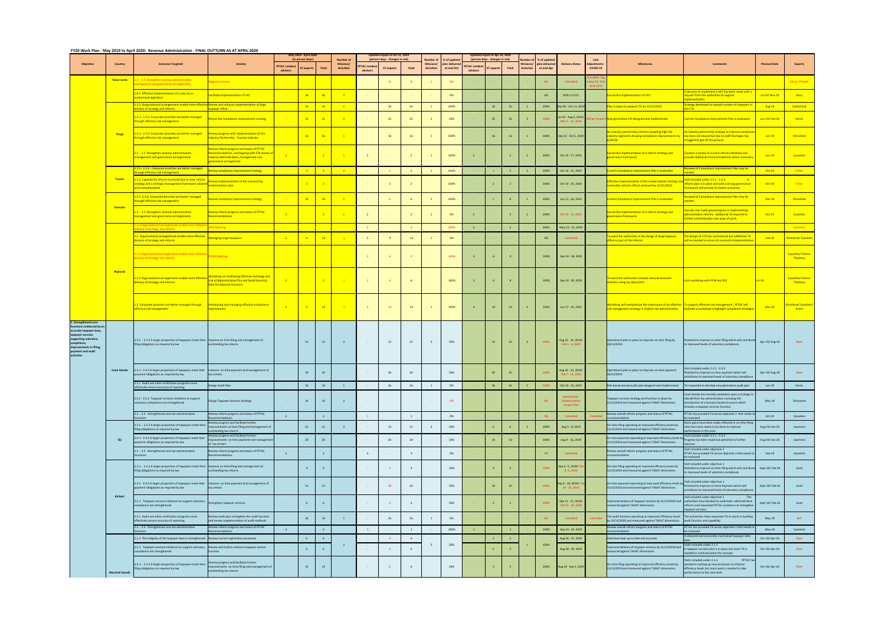## FY20 Work Plan - May 2019 to April 2020: Revenue Administration - FINAL OUTTURN AS AT APRIL 2020

| Objective | Country | Outcome Targeted | Activity | May 2019 - April 2020 (in person-days) PFTAC resident advisors | ST experts | Total | Number of Missions/ Activities | Updated Inputs at Oct 31, 2019 (person-days - changes in red) PFTAC resident advisors | ST experts | Total | Number of Missions/ Activities | % of updated plan delivered at end-Oct | Updated Inputs at Apr 30, 2020 (person-days - changes in red) PFTAC resident advisors | ST experts | Total | Number of Missions/ Activities | % of updated plan delivered at end-Apr | Delivery Status | Late Adjustments - COVID-19 | Milestones | Comments | Planned Date | Experts |
|---|---|---|---|---|---|---|---|---|---|---|---|---|---|---|---|---|---|---|---|---|---|---|---|
| | Timor-Leste | 1.1. - 1.7. Strengthen revenue administration management and governance arrangements | Diagnose review | | | | | | 8 | 8 | 1 | 0% | - | - | - | - | 0% | Cancelled | Cancelled - Pay 3 days for Tom grep time | | | | Story/ O'Keefe |
| | | 1.8.1 Effective implementation of a new tax or modernized legislation | Facilitate implementation of VAT | - | 16 | 16 | 2 | - | - | - | - | 0% | - | - | - | - | 0% | Shift to FY21 | | Successful implementation of VAT. | A decision to implement a VAT has been made with a request from the authorities to support implementation. | Jul-19/ Nov-19 | Story |
| | | 1.2.2. Organizational arrangements enable more effective delivery of strategy and reforms | Review and enhance implementation of large taxpayer office | - | 16 | 16 | 1 | - | 16 | 16 | 1 | 100% | - | 16 | 16 | 1 | 100% | Sep 30 - Oct 11, 2019 | | Plan in place to expand LTO by 31/12/2019 | Strategy developed to expand number of taxpayers in the LTO | Aug-19 | Sutherland |
| | Tonga | 1.5.1 - 1.5.4. Corporate priorities are better managed through effective risk management | Review the compliance improvement strategy | - | 32 | 32 | 2 | - | 32 | 32 | 2 | 50% | - | 32 | 32 | 2 | 100% | Jul 29 - Aug 9, 2019/ Mar 2 - 11, 2020 | Will go forward | New generation CIP designed and implemented | Current Compliance Improvement Plan is evaluated | Jun-19/ Feb-20 | Home |
| | | 1.5.1 - 1.5.4. Corporate priorities are better managed through effective risk management | Review progress with implementation of the Industry Partnership - Tourism industry | - | 16 | 16 | 1 | - | 16 | 16 | 1 | 100% | - | 16 | 16 | 1 | 100% | Sep 23 - Oct 5, 2019 | | An industry partnership initiative targeting high risk industry segments showing compliance improvements by 6/30/20. | An industry partnership strategy to improve compliance has been introduced but due to staff shortages has struggled to get off the ground. | Jun-19 | Shrosbree |
| | | 1.1. - 1.7. Strengthen revenue administration management and governance arrangements | Review reform progress and status of PFTAC Recommendations, overlapping with STA review of revenue administration, management and governance arrangement | 2 | - | 2 | 1 | 2 | - | 2 | 1 | 100% | 2 | - | 2 | 1 | 100% | Oct 16 - 17, 2019 | | Successful implementation of a reform strategy and governance framework. | Conduct a review of current reform initiatives and provide additional recommendations where necessary. | Jun-19 | Eysselein |
| | Tuvalu | 1.5.1 - 1.5.4. Corporate priorities are better managed through effective risk management | Review compliance improvement strategy | - | 3 | 3 | 1 | - | 2 | 2 | 1 | 100% | - | 2 | 2 | 1 | 100% | Oct 14 - 25, 2019 | | Current Compliance Improvement Plan is evaluated | Renewal of Compliance Improvement Plan may be needed | Oct-19 | Fisher |
| | | 1.1.2. Capacity for reform increased due to clear reform strategy and a strategic management framework adopted and institutionalized | Review implementation of the overarching modernization plan | - | 2 | 2 | | - | 2 | 2 | | 100% | - | 2 | 2 | | 100% | Oct 14 - 25, 2019 | | Effective implementation of the modernization strategy and noticeable reforms efforts achieved by 12/31/2019. | Visit included under 1.5.1 - 1.5.4. A reform plan is in place and with a strong governance framework will provide for better outcomes. | Oct-19 | Fisher |
| | Vanuatu | 1.5.1.-1.5.4. Corporate priorities are better managed through effective risk management | Review compliance improvement strategy | - | 10 | 10 | 1 | - | 6 | 6 | 1 | 100% | - | 6 | 6 | 1 | 100% | Jun 11 - 18, 2019 | | Current Compliance Improvement Plan is evaluated | Renewal of Compliance Improvement Plan may be needed | Dec-19 | Shrosbree |
| | | 1.1. - 1.7. Strengthen revenue administration management and governance arrangements | Review reform progress and status of PFTAC Recommendations | 2 | - | 2 | 1 | 2 | - | 2 | 1 | 0% | 2 | - | 2 | 1 | 100% | Oct 29 - 31, 2019 | | Successful implementation of a reform strategy and governance framework. | Vanuatu has made good progress in implementing administrative reforms - additional TA required to further institutionalize new ways of work. | Oct-19 | Eysselein |
| | Regional | 1.2.2 Organizational arrangements enable more effective delivery of strategy and reforms | OCO Meeting | | | | | 3 | - | 3 | | 100% | 3 | - | 3 | | 100% | May 13 - 15, 2019 | | | | | Eysselein |
| | | 1.2 Organizational arrangements enable more effective delivery of strategy and reforms | Managing Large Taxpayers | 5 | 9 | 14 | 1 | 5 | 9 | 14 | 1 | 0% | - | - | - | - | 0% | Cancelled | | To assist the authorities in the design of large taxpayer office as part of the reforms | The design of LTO has commenced but additional TA will ne needed to ensure its successful implementation | Feb-20 | Shrosbree/ Eysselein |
| | | 1.2.2 Organizational arrangements enable more effective delivery of strategy and reforms | PITAA Meeting | | | | | 3 | 6 | 9 | | 100% | 3 | 6 | 9 | | 100% | Sep 16 - 18, 2019 | | | | | Eysselein/ Fisher/ Thackery |
| | | 1.2.2 Organizational arrangements enable more effective delivery of strategy and reforms | Workshop on Facilitating Effective Exchange and Use of Administrative (Tax and Social Security) Data for National Accounts | 5 | - | 5 | 1 | 2 | 6 | 8 | | 100% | 2 | 6 | 8 | | 100% | Sep 19 - 20, 2019 | | To assist the authorities compile national accounts statistics using tax data (VAT) | Joint workshop with PFM and RSS | Jul-19 | Eysselein/ Fisher/ Thackery |
| | | 1.5. Corporate priorities are better managed through effective risk management | Introducing and managing effective compliance improvement | 5 | 9 | 14 | 1 | 4 | 10 | 14 | 1 | 100% | 4 | 10 | 14 | 1 | 100% | Jun 17 - 20, 2019 | | Workshop will reemphasize the importance of an effective risk management strategy in modern tax administration. | To support effective risk management , PFTAC will facilitate a workshop to highlight compliance strategies | Mar-20 | Shrosbree/ Eysselein/ Aslett |
| 2. Strengthened core functions evidenced by an accurate taxpayer base, taxpayer services supporting voluntary compliance, improvements in filing, payment and audit activities | Cook Islands | 2.3.1 - 2.3.2 A larger proportion of taxpayers meet their filing obligations as required by law | Improve on-time filing and management of outstanding tax returns | - | 12 | 12 | 2 | - | 12 | 12 | 2 | 50% | - | 12 | 12 | 2 | 100% | Aug 12 - 15, 2019/ Feb 3 - 6, 2020 | | Operational plan in place to improve on-time filing by 30/12/2019 | Potential to improve on time filing which will contribute to improved levels of voluntary compliance | Apr-19/ Aug-19 | Piper |
| | | 2.4.1 - 2.4.3 A larger proportion of taxpayers meet their payment obligations as required by law | Improve on time payment and management of tax arrears | - | 20 | 20 | | - | 20 | 20 | | 50% | - | 20 | 20 | | 100% | Aug 16 - 23, 2019/ Feb 7 - 14, 2020 | | Operational plan in place to improve on-time payment 30/12/2019 | Visit included under 2.3.1 - 2.3.2 Potential to improve on-time payment which will contribute to improved levels of voluntary compliance | Apr-19/ Aug-19 | Piper |
| | | 2.5.1 Audit and other verification programs more effectively ensure accuracy of reporting | Design Audit Plan | - | 16 | 16 | 1 | - | 16 | 16 | 1 | 0% | - | 16 | 16 | 1 | 100% | Oct 14 - 25, 2019 | | Risk based annual audit plan designed and implemented | TA requested to develop new generation audit plan | Jun-19 | Home |
| | | 2.2.1 - 2.2.2 Taxpayer services initiatives to support voluntary compliance are strengthened | Design Taxpayer Services Strategy | - | 16 | 16 | 2 | - | - | - | - | 0% | - | - | - | - | 0% | Substituted - Modernization Project Plan | | Taxpayer services strategy and function is in place by 31/12/2019 and measured against TADAT dimensions. | Cook Islands has recently embarked upon a strategy to rebuild their tax administration including the introduction of a function based structure which includes a taxpayer services function. | May-19 | Shrosbree |
| | Fiji | 2.1. - 2.5. Strengthened core tax administration functions | Review reform progress and status of PFTAC Recommendations | 3 | - | 3 | | 1 | - | 1 | | 0% | - | - | - | | 0% | Cancelled | Cancelled | Review overall reform progress and status of PFTAC recommendation | PFTAC has provided TA across objective 2 that needs to be reviewed | Oct-19 | Eysselein |
| | | 2.3.1 - 2.3.2 A larger proportion of taxpayers meet their filing obligations as required by law | Review progress and facilitate further improvements on-time filing and management of outstanding tax returns | - | 12 | 12 | 2 | - | 12 | 12 | 2 | 50% | - | 6 | 6 | 1 | 100% | Aug 5 - 8, 2019 | | On-time filing operating at improved efficiency levels by 31/12/2019 and measured against TADAT dimensions. | Some gains have been made reflected in on-time filing rates but more needs to be done to improve performance in this area. | Aug-19/ Jan-20 | Lawrence |
| | | 2.4.1 - 2.4.3 A larger proportion of taxpayers meet their payment obligations as required by law | Review progress and facilitate further improvements on time payment and management of tax arrears | - | 20 | 20 | | - | 20 | 20 | | 50% | - | 10 | 10 | | 100% | Aug 9 - 16, 2019 | | On-time payment operating at improved efficiency levels by 31/12/2019 and measured against TADAT dimensions. | Visit included under 2.3.1 - 2.3.2 Progress has been made but potential to further improve. | Aug-19/ Jan-20 | Lawrence |
| | Kiribati | 2.1. - 2.5. Strengthened core tax administration functions | Review reform progress and status of PFTAC Recommendations | 3 | - | 3 | | 3 | - | 3 | | 0% | - | - | - | | 0% | Cancelled | | Review overall reform progress and status of PFTAC recommendation | Visit included under objective 1 PFTAC has provided TA across objective 2 that needs to be reviewed | Sep-19 | Eysselein |
| | | 2.3.1 - 2.3.2 A larger proportion of taxpayers meet their filing obligations as required by law | Improve on-time filing and management of outstanding tax returns | - | 6 | 6 | | - | 4 | 4 | | 50% | - | 4 | 4 | | 100% | Sep 4 - 5, 2019/ Feb 3 - 4, 2020 | | On-time filing operating at improved efficiency levels by 31/12/2019 and measured against TADAT dimensions. | Visit included under objective 1 Potential to improve on-time filing which will contribute to improved levels of voluntary compliance | Sept-19/ Feb-20 | Scott |
| | | 2.4.1 - 2.4.3 A larger proportion of taxpayers meet their payment obligations as required by law | Improve on time payment and management of tax arrears | - | 13 | 13 | | - | 10 | 10 | | 50% | - | 10 | 10 | | 100% | Sep 6 - 10, 2019/ Feb 10 - 14, 2020 | | On-time payment operating at improved efficiency levels by 31/12/2019 and measured against TADAT dimensions. | Visit included under objective 1 Potential to improve on-time Payment which will contribute to improved levels of voluntary compliance. | Sept-19/ Feb-20 | Scott |
| | | 2.2.1. Taxpayer services initiatives to support voluntary compliance are strengthened | Strengthen taxpayer services | - | 6 | 6 | | - | 4 | 4 | | 50% | - | 4 | 4 | | 100% | Sep 11 - 12, 2019/ Feb 15 - 16, 2020 | | Improved delivery of taxpayer services by 31/12/2020 and measured against TADAT dimensions. | Visit included under objective 1 The authorities have decided to undertake administrative reforms and requested PFTAC assistance to strengthen taxpayer services. | Sept-19/ Feb-20 | Scott |
| | | 2.5.1 Audit and other verification programs more effectively ensure accuracy of reporting | Review audit plan strengthen the audit function and review implementation of audit methods | - | 16 | 16 | 1 | - | 16 | 16 | 1 | 0% | - | - | - | - | 0% | Cancelled | Cancelled | The audit function operating at improved efficiency levels by 31/12/2020 and measured against TADAT dimensions. | The authorities have requested TA to assist in building audit function and capability. | May-19 | Bell |
| | | 2.1. - 2.5. Strengthened core tax administration functions | Review reform progress and status of PFTAC Recommendations | 3 | - | 3 | | 1 | - | 1 | | 100% | 1 | - | 1 | | 100% | Sep 23 - 24, 2019 | | Review overall reform progress and status of PFTAC recommendation | PFTAC has provided TA across objective 2 that needs to be reviewed | May-19 | Eysselein |
| | Marshall Islands | 2.1.1 The integrity of the taxpayer base is strengthened | Review current registration processes | - | 6 | 6 | 2 | - | 4 | 4 | 2 | 50% | - | 2 | 2 | 1 | 100% | Aug 26 - 27, 2019 | | Data base kept up to date and accurate | A cleansed and accurately maintained taxpayer data base | Oct-19/ Apr-20 | Piper |
| | | 2.2.1 Taxpayer services initiatives to support voluntary compliance are strengthened | Review and further enhance taxpayer service function | - | 6 | 6 | | - | 4 | 4 | | | - | 2 | 2 | | 100% | Aug 28 - 29, 2019 | | Improved delivery of taxpayer services by 31/12/2019 and measured against TADAT dimensions. | Visits included under 2.1.1 A taxpayer services plan is in place but more TA is needed to institutionalize the concept. | Oct-19/ Apr-20 | Piper |
| | | 2.3.1 - 2.3.2 A larger proportion of taxpayers meet their filing obligations as required by law | Review progress and facilitate further improvements on-time filing and management of outstanding tax returns | - | 14 | 14 | | - | 6 | 6 | | 50% | - | 3 | 3 | | 100% | Aug 30 - Sep 1, 2019 | | On-time filing operating at improved efficiency levels by 31/12/2019 and measured against TADAT dimensions. | Visits included under 2.1.1 PFTAC has assisted in setting up new processes to improve efficiency levels but more work is needed to take performance to the next level. | Oct-19/ Apr-20 | Piper |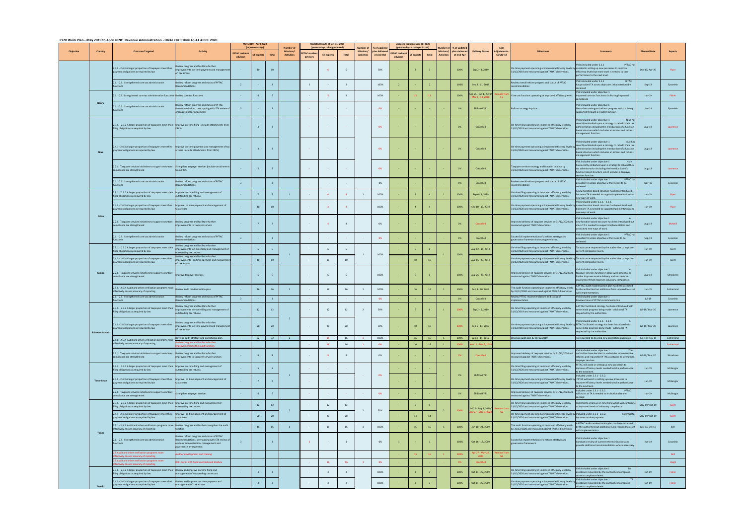# FY20 Work Plan - May 2019 to April 2020: Revenue Administration - FINAL OUTTURN AS AT APRIL 2020

| Objective | Country | Outcome Targeted | Activity | May 2019 - April 2020 (in person-days) | | | Number of Missions/ Activities | Updated inputs at Oct 31, 2019 (person-days - changes in red) | | | Number of Missions/ Activities | % of updated plan delivered at end-Oct | Updated inputs at Apr 30, 2020 (person-days - changes in red) | | | Number of Missions/ Activities | % of updated plan delivered at end-Apr | Delivery Status | Late Adjustments - COVID-19 | Milestones | Comments | Planned Date | Experts |
|---|---|---|---|---|---|---|---|---|---|---|---|---|---|---|---|---|---|---|---|---|---|---|---|
| | | | | PFTAC resident advisors | ST experts | Total | | PFTAC resident advisors | ST experts | Total | | | PFTAC resident advisors | ST experts | Total | | | | | | | | |
| | Nauru | 2.4.1 - 2.4.3 A larger proportion of taxpayers meet their payment obligations as required by law | Review progress and facilitate further improvements on time payment and management of tax arrears | - | 10 | 10 | | - | 6 | 6 | | 50% | - | 3 | 3 | | 100% | Sep 2 - 4, 2019 | | On-time payment operating at improved efficiency levels by 31/12/2020 and measured against TADAT dimensions. | Visits included under 2.1.3 PFTAC has assisted in setting up new processes to improve efficiency levels but more work is needed to take performance to the next level. | Oct-19/ Apr-20 | Piper |
| | | 2.1. - 2.5. Strengthened core tax administration functions | Review reform progress and status of PFTAC Recommendations | 2 | - | 2 | | 2 | - | 2 | | 100% | 2 | - | 2 | | 100% | Sep 9 - 11, 2019 | | Review overall reform progress and status of PFTAC recommendation | Visits included under 2.1.3 PFTAC has provided TA across objective 1 that needs to be reviewed | Sep-19 | Eysselein |
| | | 2.1. - 2.5. Strengthened core tax administration functions | Review core tax functions | - | 6 | 6 | | - | 5 | 5 | | 100% | - | 13 | 13 | | 100% | Sep 25 - Oct 1, 2019/ Mar 2 - 13, 2020 | Remote from Fiji | Core tax functions operating at improved efficiency levels | Visit included under objective 1 Improved core tax functions facilitating improved compliance | Jun-19 | Fisher |
| | | 2.1. - 2.5. Strengthened core tax administration functions | Review reform progress and status of PFTAC recommendations, overlapping with STX review of organizational arrangements | 3 | - | 3 | | - | - | - | | 0% | - | - | - | | 0% | Shift to FY21 | | Reform strategy in place. | Visit included under objective 1 Nauru has made good reform progress which is being supported through a resident advisor. | Jun-19 | Eysselein |
| | Niue | 2.3.1 - 2.3.2 A larger proportion of taxpayers meet their filing obligations as required by law | Improve on-time filing (include attachments from FRCS) | - | 3 | 3 | | - | - | - | | 0% | - | - | - | | 0% | Cancelled | | On-time filing operating at improved efficiency levels by 31/12/2020 and measured against TADAT dimensions. | Visit included under objective 1 Niue has recently embarked upon a strategy to rebuild their tax administration including the introduction of a function based structure which includes an arrears and returns management function. | Aug-19 | Lawrence |
| | | 2.4.1 - 2.4.3 A larger proportion of taxpayers meet their payment obligations as required by law | Improve on-time payment and management of tax arrears (include attachments from FRCS) | - | 3 | 3 | | - | - | - | | 0% | - | - | - | | 0% | Cancelled | | On-time payment operating at improved efficiency levels by 31/12/2020 and measured against TADAT dimensions. | Visit included under objective 1 Niue has recently embarked upon a strategy to rebuild their tax administration including the introduction of a function based structure which includes an arrears and returns management function. | Aug-19 | Lawrence |
| | | 2.2.1. Taxpayer services initiatives to support voluntary compliance are strengthened | Strengthen taxpayer services (include attachments from FRCS) | - | 5 | 5 | | - | - | - | | 0% | - | - | - | | 0% | Cancelled | | Taxpayer services strategy and function in place by 31/12/2020 and measured against TADAT dimensions. | Visit included under objective 1 Niue has recently embarked upon a strategy to rebuild their tax administration including the introduction of a function based structure which includes a taxpayer services function. | Aug-19 | Lawrence |
| | | 2.1. - 2.5. Strengthened core tax administration functions | Review reform progress and status of PFTAC Recommendations | 3 | | 3 | | - | - | - | | 0% | - | - | - | | 0% | Cancelled | | Review overall reform progress and status of PFTAC recommendation | Visit included under objective 1 PFTAC has provided TA across objective 2 that needs to be reviewed | Nov-19 | Eysselein |
| | Palau | 2.3.1 - 2.3.2 A larger proportion of taxpayers meet their filing obligations as required by law | Improve on-time filing and management of outstanding tax returns | - | 7 | 7 | 1 | - | 4 | 4 | 1 | 100% | - | 4 | 4 | 1 | 100% | Sep 6 - 9, 2019 | | On-time filing operating at improved efficiency levels by 31/12/2020 and measured against TADAT dimensions. | A new function based structure has been introduced but more TA is needed to support implementation and new ways of work. | Jun-19 | Piper |
| | | 2.4.1 - 2.4.3 A larger proportion of taxpayers meet their payment obligations as required by law | Improve on time payment and management of tax arrears | - | 10 | 10 | | - | 4 | 4 | | 100% | - | 4 | 4 | | 100% | Sep 10 - 13, 2019 | | On-time payment operating at improved efficiency levels by 31/12/2020 and measured against TADAT dimensions. | Visit included under 2.3.1 - 2.3.2 A new function based structure has been introduced but more TA is needed to support implementation and new ways of work. | Jun-19 | Piper |
| | | 2.2.1. Taxpayer services initiatives to support voluntary compliance are strengthened | Review progress and facilitate further improvements to taxpayer service | - | 7 | 7 | | - | 4 | 4 | | 0% | - | - | - | | 0% | Cancelled | | Improved delivery of taxpayer services by 31/12/2020 and measured against TADAT dimensions. | Visit included under objective 1 A new function based structure has been introduced but more TA is needed to support implementation and associated new ways of work. | Aug-19 | McNeill |
| | | 2.1. - 2.5. Strengthened core tax administration functions | Review reform progress and status of PFTAC Recommendations | 3 | | 3 | | - | - | - | | 0% | - | - | - | | 0% | Cancelled | | Successful implementation of a reform strategy and governance framework to manage reforms. | Visit included under objective 1 PFTAC has provided TA across objective 2 that need to be reviewed | Sep-19 | Eysselein |
| | Samoa | 2.3.1 - 2.3.2 A larger proportion of taxpayers meet their filing obligations as required by law | Review progress and facilitate further improvements on-time filing and management of outstanding tax returns | - | 6 | 6 | 1 | - | 6 | 6 | 1 | 100% | - | 6 | 6 | 1 | 100% | Aug 12 - 15, 2019 | | On-time filing operating at improved efficiency levels by 31/12/2020 and measured against TADAT dimensions. | TA assistance requested by the authorities to improve current compliance levels. | Jun-19 | Scott |
| | | 2.4.1 - 2.4.3 A larger proportion of taxpayers meet their payment obligations as required by law | Review progress and facilitate further improvements on time payment and management of tax arrears | - | 10 | 10 | | - | 10 | 10 | | | - | 10 | 10 | | | Aug 16 - 23, 2019 | | On-time payment operating at improved efficiency levels by 31/12/2020 and measured against TADAT dimensions. | TA assistance requested by the authorities to improve current compliance levels. | Jun-19 | Scott |
| | | 2.2.1. Taxpayer services initiatives to support voluntary compliance are strengthened | Improve taxpayer services | - | 6 | 6 | | - | 6 | 6 | | 100% | - | 6 | 6 | | 100% | Aug 26 - 29, 2019 | | Improved delivery of taxpayer services by 31/12/2020 and measured against TADAT dimensions. | Visit included under objective 1 A taxpayer services function in place with potential to further improve service delivery and so create an environment that improves voluntary compliance. | Aug-19 | Shrosbree |
| | | 2.5.1 - 2.5.2 Audit and other verification programs more effectively ensure accuracy of reporting | Review audit modernization plan | - | 16 | 16 | 1 | - | 16 | 16 | 1 | 100% | - | 16 | 16 | 1 | 100% | Sep 9 - 20, 2019 | | The audit function operating at improved efficiency levels by 31/12/2020 and measured against TADAT dimensions. | A PFTAC audit modernization plan has been accepted by the authorities but additional TA is required to assist with implementation. | Jun-19 | Sutherland |
| | | 2.1. - 2.5. Strengthened core tax administration functions | Review reform progress and status of PFTAC Recommendations | 3 | - | 3 | | - | - | - | | 0% | - | - | - | | 0% | Cancelled | | Review PFTAC recommendations and status of implementation | Visit included under objective 1 Review status of PFTAC recommendation | Jul-19 | Eysselein |
| | Solomon Islands | 2.3.1 - 2.3.2 A larger proportion of taxpayers meet their filing obligations as required by law | Review progress and facilitate further improvements on-time filing and management of outstanding tax returns | - | 12 | 12 | 2 | - | 12 | 12 | 2 | 50% | - | 6 | 6 | 1 | 100% | Sep 2 - 5, 2019 | | On-time filing operating at improved efficiency levels by 31/12/2020 and measured against TADAT dimensions. | A PFTAC facilitated strategy has been introduced with some initial progress being made - additional TA requested by the authorities. | Jul-19/ Mar-20 | Lawrence |
| | | 2.4.1 - 2.4.3 A larger proportion of taxpayers meet their payment obligations as required by law | Review progress and facilitate further improvements on time payment and management of tax arrears | - | 20 | 20 | | - | 20 | 20 | | 50% | - | 10 | 10 | | 100% | Sep 6 - 13, 2019 | | On-time payment operating at improved efficiency levels by 31/12/2020 and measured against TADAT dimensions. | Visit included under 2.3.1 - 2.3.2 A PFTAC facilitated strategy has been introduced with some initial progress being made - additional TA requested by the authorities. | Jul-19/ Mar-20 | Lawrence |
| | | 2.5.1 - 2.5.2 Audit and other verification programs more effectively ensure accuracy of reporting | Develop audit strategy and operational plan | - | 32 | 32 | 2 | - | 16 | 16 | 1 | 100% | - | 16 | 16 | 1 | 100% | Jun 3 - 14, 2019 | | Develop audit plan by 30/12/2019 | TA requested to develop new generation audit plan | Jun-19/ Nov-19 | Sutherland |
| | | | Review progress and facilitate further improvements to the audit function | | | | | - | 16 | 16 | 1 | 0% | - | 16 | 16 | 1 | 100% | Nov 11 - Dec 6, 2019 | | | | | Sutherland |
| | | 2.2.1. Taxpayer services initiatives to support voluntary compliance are strengthened | Review progress and facilitate further improvements to taxpayer service function | - | 8 | 8 | | - | 8 | 8 | | 0% | - | - | - | | 0% | Cancelled | | Improved delivery of taxpayer services by 31/12/2020 and measured against TADAT dimensions. | Visit included under objective 1 The authorities have decided to undertake administrative reforms and requested PFTAC assistance to strengthen taxpayer services. | Jul-19/ Mar-20 | Shrosbree |
| | Timor Leste | 2.3.1 - 2.3.2 A larger proportion of taxpayers meet their filing obligations as required by law | Improve on-time filing and management of outstanding tax returns | - | 5 | 5 | 1 | - | - | - | | 0% | - | - | - | | 0% | Shift to FY21 | | On-time filing operating at improved efficiency levels by 31/12/2020 and measured against TADAT dimensions. | PFTAC will assist in setting up new processes to improve efficiency levels - needed to take performance to the next level. | Jun-19 | McGregor |
| | | 2.4.1 - 2.4.3 A larger proportion of taxpayers meet their payment obligations as required by law | Improve on time payment and management of tax arrears | - | 7 | 7 | | - | - | - | | | - | - | - | | | | | On-time payment operating at improved efficiency levels by 31/12/2020 and measured against TADAT dimensions. | Included under 2.3.1 - 2.3.2. PFTAC will assist in setting up new processes to improve efficiency levels - needed to take performance to the next level. | Jun-19 | McGregor |
| | | 2.2.1. Taxpayer services initiatives to support voluntary compliance are strengthened | Strengthen taxpayer services | - | 6 | 6 | | - | - | - | | 0% | - | - | - | | 0% | Shift to FY21 | | Improved delivery of taxpayer services by 31/12/2020 and measured against TADAT dimensions. | Included under 2.3.1 - 2.3.2. PFTAC will assist as TA is needed to institutionalize the concept | Jun-19 | McGregor |
| | Tonga | 2.3.1 - 2.3.2 A larger proportion of taxpayers meet their filing obligations as required by law | Improve on-time filing and management of outstanding tax returns | - | 12 | 12 | 2 | - | 12 | 12 | 2 | 50% | - | 9 | 9 | 2 | 100% | Jul 22 - Aug 2, 2019/ Apr 27 - May 8, 2020 | Remote from NZ | On-time filing operating at improved efficiency levels by 31/12/2020 and measured against TADAT dimensions. | Potential to improve on time filing which will contribute to improved levels of voluntary compliance | May-19/ Oct-19 | Scott |
| | | 2.4.1 - 2.4.3 A larger proportion of taxpayers meet their payment obligations as required by law | Improve on time payment and management of tax arrears | - | 20 | 20 | | - | 20 | 20 | | | - | 14 | 14 | | | | | On-time payment operating at improved efficiency levels by 31/12/2020 and measured against TADAT dimensions. | Included under 2.3.1 - 2.3.2. Potential to improve on-time payment | May-19/ Oct-19 | Scott |
| | | 2.5.1 - 2.5.2 Audit and other verification programs more effectively ensure accuracy of reporting | Review progress and further strengthen the audit function | - | 16 | 16 | 1 | - | 16 | 16 | 1 | 100% | - | 16 | 16 | 1 | 100% | Jun 10 - 21, 2019 | | The audit function operating at improved efficiency levels by 31/12/2020 and measured against TADAT dimensions. | A PFTAC audit modernization plan has been accepted by the authorities but additional TA is required to assist with implementation. | Jun-19/ Oct-19 | Bell |
| | | 2.1. - 2.5. Strengthened core tax administration functions | Review reform progress and status of PFTAC Recommendations, overlapping with STX review of revenue administration, management and governance arrangement | 3 | - | 3 | | 1 | - | 1 | | 0% | 1 | - | 1 | | 100% | Oct 16 - 17, 2019 | | Successful implementation of a reform strategy and governance framework. | Visit included under objective 1 Conduct a review of current reform initiatives and provide additional recommendations where necessary. | Jun-19 | Eysselein |
| | | 2.5 Audit and other verification programs more effectively ensure accuracy of reporting | Auditor development and training | | | | | | | | | | - | 16 | 16 | 1 | 100% | Apr 27 - May 22, 2020 | Remote from NZ | | | | Bell |
| | | 2.5 Audit and other verification programs more effectively ensure accuracy of reporting | Roll-out of VAT Audit methods and toolbox | | | | | - | 16 | 16 | 1 | 0% | - | - | - | | 0% | Cancelled | | | | | Haigh |
| | Tuvalu | 2.3.1 - 2.3.2 A larger proportion of taxpayers meet their filing obligations as required by law | Review and improve on-time filing and management of outstanding tax returns | - | 3 | 3 | | - | 3 | 3 | | 100% | - | 3 | 3 | | 100% | Oct 14 - 25, 2019 | | On-time filing operating at improved efficiency levels by 31/12/2020 and measured against TADAT dimensions. | Visit included under objective 1 TA assistance requested by the authorities to improve current compliance levels. | Oct-19 | Fisher |
| | | 2.4.1 - 2.4.3 A larger proportion of taxpayers meet their payment obligations as required by law | Review and improve on time payment and management of tax arrears | - | 3 | 3 | | - | 3 | 3 | | 100% | - | 3 | 3 | | 100% | Oct 14 - 25, 2019 | | On-time payment operating at improved efficiency levels by 31/12/2020 and measured against TADAT dimensions. | Visit included under objective 1 TA assistance requested by the authorities to improve current compliance levels. | Oct-19 | Fisher |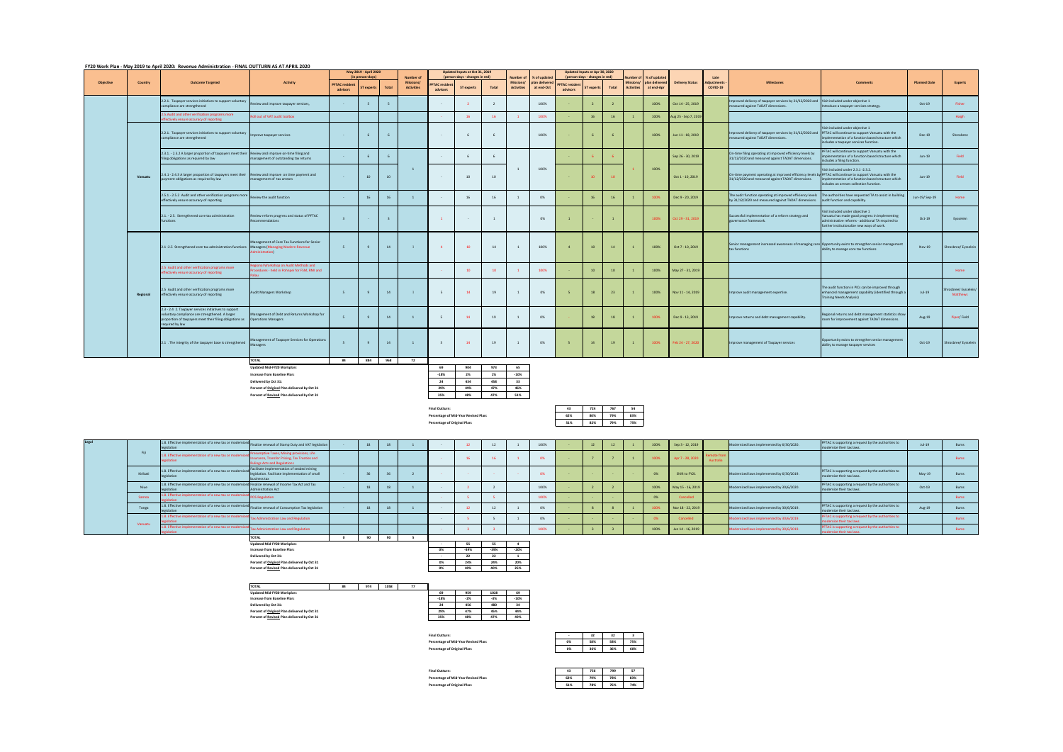## FY20 Work Plan - May 2019 to April 2020: Revenue Administration - FINAL OUTTURN AS AT APRIL 2020

| Objective | Country | Outcome Targeted | Activity | May 2019 - April 2020 (in person-days) | | | Number of Missions/ Activities | Updated Inputs at Oct 31, 2019 (person-days - changes in red) | | | Number of Missions/ Activities | % of updated plan delivered at end-Oct | Updated Inputs at Apr 30, 2020 (person-days - changes in red) | | | Number of Missions/ Activities | % of updated plan delivered at end-Apr | Delivery Status | Late Adjustments - COVID-19 | Milestones | Comments | Planned Date | Experts |
|---|---|---|---|---|---|---|---|---|---|---|---|---|---|---|---|---|---|---|---|---|---|---|---|
| | | | | PFTAC resident advisors | ST experts | Total | | PFTAC resident advisors | ST experts | Total | | | PFTAC resident advisors | ST experts | Total | | | | | | | | |
| | Vanuatu | 2.2.1. Taxpayer services initiatives to support voluntary compliance are strengthened | Review and improve taxpayer services, | - | 5 | 5 | | - | 2 | 2 | | 100% | - | 2 | 2 | | 100% | Oct 14 - 25, 2019 | | Improved delivery of taxpayer services by 31/12/2020 and measured against TADAT dimensions. | Visit included under objective 1 Introduce a taxpayer services strategy. | Oct-19 | Fisher |
| | | 2.1 Audit and other verification programs more effectively ensure accuracy of reporting | Roll out of VAT audit toolbox | | | | | - | 16 | 16 | 1 | 100% | - | 16 | 16 | 1 | 100% | Aug 25 - Sep 7, 2019 | | | | | Haigh |
| | | 2.2.1. Taxpayer services initiatives to support voluntary compliance are strengthened | Improve taxpayer services | - | 6 | 6 | | - | 6 | 6 | | 100% | - | 6 | 6 | | 100% | Jun 11 - 18, 2019 | | Improved delivery of taxpayer services by 31/12/2020 and measured against TADAT dimensions. | Visit included under objective 1 PFTAC will continue to support Vanuatu with the implementation of a function based structure which includes a taxpayer services function. | Dec-19 | Shrosbree |
| | | 2.3.1. - 2.3.2 A larger proportion of taxpayers meet their filing obligations as required by law | Review and improve on-time filing and management of outstanding tax returns | - | 6 | 6 | 1 | - | 6 | 6 | 1 | 100% | - | 6 | 6 | 1 | 100% | Sep 26 - 30, 2019 | | On-time filing operating at improved efficiency levels by 31/12/2020 and measured against TADAT dimensions. | PFTAC will continue to support Vanuatu with the implementation of a function based structure which includes a filing function. | Jun-19 | Field |
| | | 2.4.1 - 2.4.2 A larger proportion of taxpayers meet their payment obligations as required by law | Review and improve on-time payment and management of tax arrears | - | 10 | 10 | | - | 10 | 10 | | | - | 10 | 10 | | | Oct 1 - 10, 2019 | | On-time payment operating at improved efficiency levels by 31/12/2020 and measured against TADAT dimensions. | Visit included under 2.3.1 -2.3.2. PFTAC will continue to support Vanuatu with the implementation of a function based structure which includes an arrears collection function. | Jun-19 | Field |
| | | 2.5.1 - 2.5.2 Audit and other verification programs more effectively ensure accuracy of reporting | Review the audit function | - | 16 | 16 | 1 | - | 16 | 16 | 1 | 0% | - | 16 | 16 | 1 | 100% | Dec 9 - 20, 2019 | | The audit function operating at improved efficiency levels by 31/12/2020 and measured against TADAT dimensions. | The authorities have requested TA to assist in building audit function and capability. | Jun-19/ Sep-19 | Home |
| | | 2.1. - 2.5. Strengthened core tax administration functions | Review reform progress and status of PFTAC Recommendations | 3 | - | 3 | | 1 | - | 1 | | 0% | 1 | - | 1 | | 100% | Oct 24 - 31, 2019 | | Successful implementation of a reform strategy and governance framework. | Visit included under objective 1 Vanuatu has made good progress in implementing administrative reforms - additional TA required to further institutionalize new ways of work. | Oct-19 | Eysselein |
| | Regional | 2.1.-2.5. Strengthened core tax administration functions | Management of Core Tax Functions for Senior Managers (Managing Modern Revenue Administrations) | 5 | 9 | 14 | 1 | 4 | 10 | 14 | 1 | 100% | 4 | 10 | 14 | 1 | 100% | Oct 7 - 10, 2019 | | Senior management increased awareness of managing core tax functions | Opportunity exists to strengthen senior management ability to manage core tax functions | Nov-19 | Shrosbree/ Eysselein |
| | | 2.1 Audit and other verification programs more effectively ensure accuracy of reporting | Regional Workshop on Audit Methods and Procedures - held in Pohnpei for FSM, RMI and Palau | | | | | - | 10 | 10 | 1 | 100% | - | 10 | 10 | 1 | 100% | May 27 - 31, 2019 | | | | | Home |
| | | 2.5 Audit and other verification programs more effectively ensure accuracy of reporting | Audit Managers Workshop | 5 | 9 | 14 | 1 | 5 | 14 | 19 | 1 | 0% | 5 | 18 | 23 | 1 | 100% | Nov 11 - 14, 2019 | | Improve audit management expertise. | The audit function in PICs can be improved through enhanced management capability (identified through a Training Needs Analysis) | Jul-19 | Shrosbree/ Eysselein/ Matthews |
| | | 2.3 - 2.4 2. Taxpayer services initiatives to support voluntary compliance are strengthened. A larger proportion of taxpayers meet their filing obligations as required by law | Management of Debt and Returns Workshop for Operations Managers | 5 | 9 | 14 | 1 | 5 | 14 | 19 | 1 | 0% | - | 18 | 18 | 1 | 100% | Dec 9 - 13, 2019 | | Improve returns and debt management capability. | Regional returns and debt management statistics show room for improvement against TADAT dimensions. | Aug-19 | Piper/ Field |
| | | 2.1 - The integrity of the taxpayer base is strengthened | Management of Taxpayer Services for Operations Managers | 5 | 9 | 14 | 1 | 5 | 14 | 19 | 1 | 0% | 5 | 14 | 19 | 1 | 100% | Feb 24 - 27, 2020 | | Improve management of Taxpayer services | Opportunity exists to strengthen senior management ability to manage taxpayer services | Oct-19 | Shrosbree/ Eysselein |
| | | | **TOTAL** | 84 | 884 | 968 | 73 | | | | | | | | | | | | | | | | |

| | | | | |
|---|---|---|---|---|
| **Updated Mid-FY20 Workplan:** | 69 | 904 | 973 | 65 |
| **Increase from Baseline Plan:** | -18% | 2% | 1% | -10% |
| **Delivered by Oct 31:** | 24 | 434 | 458 | 33 |
| **Percent of Original Plan delivered by Oct 31** | 29% | 49% | 47% | 46% |
| **Percent of Revised Plan delivered by Oct 31** | 35% | 48% | 47% | 51% |

| | | | | |
|---|---|---|---|---|
| **Final Outturn:** | 43 | 724 | 767 | 54 |
| **Percentage of Mid-Year Revised Plan:** | 62% | 80% | 79% | 83% |
| **Percentage of Original Plan:** | 51% | 82% | 79% | 75% |

| Objective | Country | Outcome Targeted | Activity | PFTAC resident advisors | ST experts | Total | Number of Missions/ Activities | PFTAC resident advisors | ST experts | Total | Number of Missions/ Activities | % of updated plan delivered at end-Oct | PFTAC resident advisors | ST experts | Total | Number of Missions/ Activities | % of updated plan delivered at end-Apr | Delivery Status | Late Adjustments - COVID-19 | Milestones | Comments | Planned Date | Experts |
|---|---|---|---|---|---|---|---|---|---|---|---|---|---|---|---|---|---|---|---|---|---|---|---|
| Legal | Fiji | 5.8. Effective implementation of a new tax or modernized legislation | Finalize renewal of Stamp Duty and VAT legislation | - | 18 | 18 | 1 | - | 12 | 12 | 1 | 100% | - | 12 | 12 | 1 | 100% | Sep 3 - 12, 2019 | | Modernized laws implemented by 6/30/2020. | PFTAC is supporting a request by the authorities to modernize their tax laws. | Jul-19 | Burns |
| | | 5.8. Effective implementation of a new tax or modernized legislation | Presumptive Taxes, Mining provisions, Life Insurance, Transfer Pricing, Tax Treaties and Rulings Acts and Regulations | | | | | - | 16 | 16 | 1 | 0% | - | 7 | 7 | 1 | 100% | Apr 7 - 28, 2020 | Remote from Australia | | | | Burns |
| | Kiribati | 5.8. Effective implementation of a new tax or modernized legislation | Facilitate implementation of vaulted mining legislation. Facilitate implementation of small business tax | - | 36 | 36 | 2 | - | - | - | - | 0% | - | - | - | - | 0% | Shift to FY21 | | Modernized laws implemented by 6/30/2019. | PFTAC is supporting a request by the authorities to modernize their tax laws. | May-19 | Burns |
| | Niue | 5.8. Effective implementation of a new tax or modernized legislation | Finalize renewal of Income Tax Act and Tax Administration Act | - | 18 | 18 | 1 | - | 2 | 2 | | 100% | - | 2 | 2 | | 100% | May 15 - 16, 2019 | | Modernized laws implemented by 6/30/2020. | PFTAC is supporting a request by the authorities to modernize their tax laws. | Oct-19 | Burns |
| | Samoa | 5.8. Effective implementation of a new tax or modernized legislation | POS Regulation | | | | | - | 5 | 5 | | 100% | - | - | - | | 0% | Cancelled | | | | | Burns |
| | Tonga | 5.8. Effective implementation of a new tax or modernized legislation | Finalize renewal of Consumption Tax legislation | - | 18 | 18 | 1 | - | 12 | 12 | 1 | 0% | - | 8 | 8 | 1 | 100% | Nov 18 - 22, 2019 | | Modernized laws implemented by 30/6/2019. | PFTAC is supporting a request by the authorities to modernize their tax laws. | Aug-19 | Burns |
| | Vanuatu | 5.8. Effective implementation of a new tax or modernized legislation | Tax Administration Law and Regulation | | | | | - | 5 | 5 | 1 | 0% | - | - | - | - | 0% | Cancelled | | Modernized laws implemented by 30/6/2019. | PFTAC is supporting a request by the authorities to modernize their tax laws. | | Burns |
| | | 5.8. Effective implementation of a new tax or modernized legislation | Tax Administration Law and Regulation | | | | | - | 3 | 3 | | 100% | - | 3 | 3 | | 100% | Jun 14 - 16, 2019 | | Modernized laws implemented by 30/6/2019. | PFTAC is supporting a request by the authorities to modernize their tax laws. | | Burns |
| | | | **TOTAL** | 0 | 90 | 90 | 5 | | | | | | | | | | | | | | | | |

| | | | | |
|---|---|---|---|---|
| **Updated Mid-FY20 Workplan:** | - | 55 | 55 | 4 |
| **Increase from Baseline Plan:** | 0% | -39% | -39% | -20% |
| **Delivered by Oct 31:** | - | 22 | 22 | 1 |
| **Percent of Original Plan delivered by Oct 31** | 0% | 24% | 24% | 20% |
| **Percent of Revised Plan delivered by Oct 31** | 0% | 40% | 40% | 25% |

| | | | | |
|---|---|---|---|---|
| **TOTAL** | 84 | 974 | 1058 | 77 |
| **Updated Mid-FY20 Workplan:** | 69 | 959 | 1028 | 69 |
| **Increase from Baseline Plan:** | -18% | -2% | -3% | -10% |
| **Delivered by Oct 31:** | 24 | 456 | 480 | 34 |
| **Percent of Original Plan delivered by Oct 31** | 29% | 47% | 45% | 44% |
| **Percent of Revised Plan delivered by Oct 31** | 35% | 48% | 47% | 49% |

| | | | | |
|---|---|---|---|---|
| **Final Outturn:** | - | 32 | 32 | 3 |
| **Percentage of Mid-Year Revised Plan:** | 0% | 58% | 58% | 75% |
| **Percentage of Original Plan:** | 0% | 36% | 36% | 60% |

| | | | | |
|---|---|---|---|---|
| **Final Outturn:** | 43 | 756 | 799 | 57 |
| **Percentage of Mid-Year Revised Plan:** | 62% | 79% | 78% | 83% |
| **Percentage of Original Plan:** | 51% | 78% | 76% | 74% |